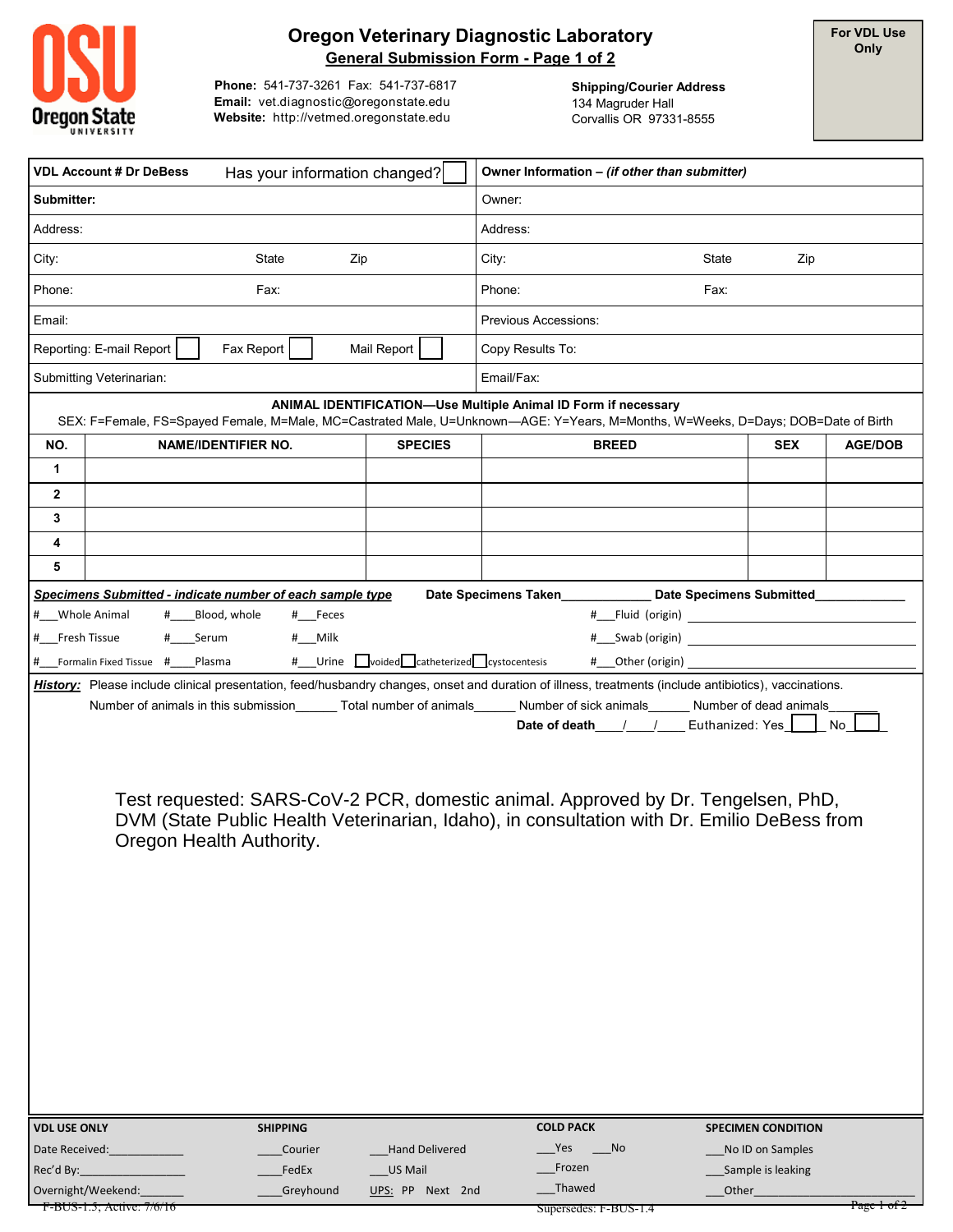# Oregon Veterinary Diagnostic Laboratory

## General Submission Form - Page 1 of 2

**Phone:** 541-737-3261 Fax: 541-737-6817
**Email:** vet.diagnostic@oregonstate.edu
**Website:** http://vetmed.oregonstate.edu

**Shipping/Courier Address**
134 Magruder Hall
Corvallis OR 97331-8555

**For VDL Use Only**

| **VDL Account # Dr DeBess** Has your information changed? ☐ | **Owner Information – *(if other than submitter)*** |
|---|---|
| **Submitter:** | Owner: |
| Address: | Address: |
| City: State Zip | City: State Zip |
| Phone: Fax: | Phone: Fax: |
| Email: | Previous Accessions: |
| Reporting: E-mail Report ☐ Fax Report ☐ Mail Report ☐ | Copy Results To: |
| Submitting Veterinarian: | Email/Fax: |

**ANIMAL IDENTIFICATION—Use Multiple Animal ID Form if necessary**

SEX: F=Female, FS=Spayed Female, M=Male, MC=Castrated Male, U=Unknown—AGE: Y=Years, M=Months, W=Weeks, D=Days; DOB=Date of Birth

| NO. | NAME/IDENTIFIER NO. | SPECIES | BREED | SEX | AGE/DOB |
|---|---|---|---|---|---|
| 1 | | | | | |
| 2 | | | | | |
| 3 | | | | | |
| 4 | | | | | |
| 5 | | | | | |

***Specimens Submitted - indicate number of each sample type*** **Date Specimens Taken**____________ **Date Specimens Submitted**____________

#___Whole Animal #____Blood, whole #___Feces #___Fluid (origin)

#___Fresh Tissue #____Serum #___Milk #___Swab (origin)

#___Formalin Fixed Tissue #____Plasma #___Urine ☐voided ☐catheterized ☐cystocentesis #___Other (origin)

***History:*** Please include clinical presentation, feed/husbandry changes, onset and duration of illness, treatments (include antibiotics), vaccinations.

Number of animals in this submission______ Total number of animals______ Number of sick animals______ Number of dead animals_______

**Date of death**____/____/____ Euthanized: Yes☐ No☐

Test requested: SARS-CoV-2 PCR, domestic animal. Approved by Dr. Tengelsen, PhD, DVM (State Public Health Veterinarian, Idaho), in consultation with Dr. Emilio DeBess from Oregon Health Authority.

| **VDL USE ONLY** | **SHIPPING** | | **COLD PACK** | **SPECIMEN CONDITION** |
|---|---|---|---|---|
| Date Received:____________ | ____Courier | ___Hand Delivered | ___Yes ___No | ___No ID on Samples |
| Rec'd By:________________ | ____FedEx | ___US Mail | ___Frozen | ___Sample is leaking |
| Overnight/Weekend:_______ | ____Greyhound | UPS: PP Next 2nd | ___Thawed | ___Other_______________ |

F-BUS-1.5, Active: 7/6/16 Supersedes: F-BUS-1.4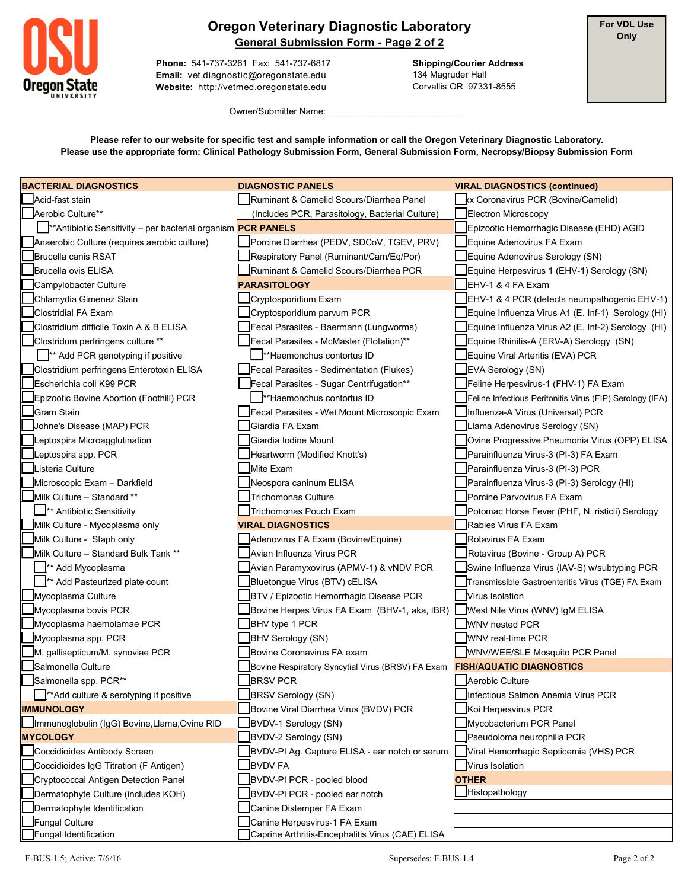# Oregon Veterinary Diagnostic Laboratory

## General Submission Form - Page 2 of 2

**Phone:** 541-737-3261 Fax: 541-737-6817
**Email:** vet.diagnostic@oregonstate.edu
**Website:** http://vetmed.oregonstate.edu

**Shipping/Courier Address**
134 Magruder Hall
Corvallis OR 97331-8555

**For VDL Use Only**

Owner/Submitter Name:____________________________

**Please refer to our website for specific test and sample information or call the Oregon Veterinary Diagnostic Laboratory.**
**Please use the appropriate form: Clinical Pathology Submission Form, General Submission Form, Necropsy/Biopsy Submission Form**

### BACTERIAL DIAGNOSTICS

- ☐ Acid-fast stain
- ☐ Aerobic Culture**
  - ☐ **Antibiotic Sensitivity – per bacterial organism
- ☐ Anaerobic Culture (requires aerobic culture)
- ☐ Brucella canis RSAT
- ☐ Brucella ovis ELISA
- ☐ Campylobacter Culture
- ☐ Chlamydia Gimenez Stain
- ☐ Clostridial FA Exam
- ☐ Clostridium difficile Toxin A & B ELISA
- ☐ Clostridum perfringens culture **
  - ☐ ** Add PCR genotyping if positive
- ☐ Clostridium perfringens Enterotoxin ELISA
- ☐ Escherichia coli K99 PCR
- ☐ Epizootic Bovine Abortion (Foothill) PCR
- ☐ Gram Stain
- ☐ Johne's Disease (MAP) PCR
- ☐ Leptospira Microagglutination
- ☐ Leptospira spp. PCR
- ☐ Listeria Culture
- ☐ Microscopic Exam – Darkfield
- ☐ Milk Culture – Standard **
  - ☐ ** Antibiotic Sensitivity
- ☐ Milk Culture - Mycoplasma only
- ☐ Milk Culture - Staph only
- ☐ Milk Culture – Standard Bulk Tank **
  - ☐ ** Add Mycoplasma
  - ☐ ** Add Pasteurized plate count
- ☐ Mycoplasma Culture
- ☐ Mycoplasma bovis PCR
- ☐ Mycoplasma haemolamae PCR
- ☐ Mycoplasma spp. PCR
- ☐ M. gallisepticum/M. synoviae PCR
- ☐ Salmonella Culture
- ☐ Salmonella spp. PCR**
  - ☐ **Add culture & serotyping if positive

### IMMUNOLOGY

- ☐ Immunoglobulin (IgG) Bovine,Llama,Ovine RID

### MYCOLOGY

- ☐ Coccidioides Antibody Screen
- ☐ Coccidioides IgG Titration (F Antigen)
- ☐ Cryptococcal Antigen Detection Panel
- ☐ Dermatophyte Culture (includes KOH)
- ☐ Dermatophyte Identification
- ☐ Fungal Culture
- ☐ Fungal Identification

### DIAGNOSTIC PANELS

- ☐ Ruminant & Camelid Scours/Diarrhea Panel (Includes PCR, Parasitology, Bacterial Culture)

### PCR PANELS

- ☐ Porcine Diarrhea (PEDV, SDCoV, TGEV, PRV)
- ☐ Respiratory Panel (Ruminant/Cam/Eq/Por)
- ☐ Ruminant & Camelid Scours/Diarrhea PCR

### PARASITOLOGY

- ☐ Cryptosporidium Exam
- ☐ Cryptosporidium parvum PCR
- ☐ Fecal Parasites - Baermann (Lungworms)
- ☐ Fecal Parasites - McMaster (Flotation)**
  - ☐ **Haemonchus contortus ID
- ☐ Fecal Parasites - Sedimentation (Flukes)
- ☐ Fecal Parasites - Sugar Centrifugation**
  - ☐ **Haemonchus contortus ID
- ☐ Fecal Parasites - Wet Mount Microscopic Exam
- ☐ Giardia FA Exam
- ☐ Giardia Iodine Mount
- ☐ Heartworm (Modified Knott's)
- ☐ Mite Exam
- ☐ Neospora caninum ELISA
- ☐ Trichomonas Culture
- ☐ Trichomonas Pouch Exam

### VIRAL DIAGNOSTICS

- ☐ Adenovirus FA Exam (Bovine/Equine)
- ☐ Avian Influenza Virus PCR
- ☐ Avian Paramyxovirus (APMV-1) & vNDV PCR
- ☐ Bluetongue Virus (BTV) cELISA
- ☐ BTV / Epizootic Hemorrhagic Disease PCR
- ☐ Bovine Herpes Virus FA Exam (BHV-1, aka, IBR)
- ☐ BHV type 1 PCR
- ☐ BHV Serology (SN)
- ☐ Bovine Coronavirus FA exam
- ☐ Bovine Respiratory Syncytial Virus (BRSV) FA Exam
- ☐ BRSV PCR
- ☐ BRSV Serology (SN)
- ☐ Bovine Viral Diarrhea Virus (BVDV) PCR
- ☐ BVDV-1 Serology (SN)
- ☐ BVDV-2 Serology (SN)
- ☐ BVDV-PI Ag. Capture ELISA - ear notch or serum
- ☐ BVDV FA
- ☐ BVDV-PI PCR - pooled blood
- ☐ BVDV-PI PCR - pooled ear notch
- ☐ Canine Distemper FA Exam
- ☐ Canine Herpesvirus-1 FA Exam
- ☐ Caprine Arthritis-Encephalitis Virus (CAE) ELISA

### VIRAL DIAGNOSTICS (continued)

- ☐ xx Coronavirus PCR (Bovine/Camelid)
- ☐ Electron Microscopy
- ☐ Epizootic Hemorrhagic Disease (EHD) AGID
- ☐ Equine Adenovirus FA Exam
- ☐ Equine Adenovirus Serology (SN)
- ☐ Equine Herpesvirus 1 (EHV-1) Serology (SN)
- ☐ EHV-1 & 4 FA Exam
- ☐ EHV-1 & 4 PCR (detects neuropathogenic EHV-1)
- ☐ Equine Influenza Virus A1 (E. Inf-1) Serology (HI)
- ☐ Equine Influenza Virus A2 (E. Inf-2) Serology (HI)
- ☐ Equine Rhinitis-A (ERV-A) Serology (SN)
- ☐ Equine Viral Arteritis (EVA) PCR
- ☐ EVA Serology (SN)
- ☐ Feline Herpesvirus-1 (FHV-1) FA Exam
- ☐ Feline Infectious Peritonitis Virus (FIP) Serology (IFA)
- ☐ Influenza-A Virus (Universal) PCR
- ☐ Llama Adenovirus Serology (SN)
- ☐ Ovine Progressive Pneumonia Virus (OPP) ELISA
- ☐ Parainfluenza Virus-3 (PI-3) FA Exam
- ☐ Parainfluenza Virus-3 (PI-3) PCR
- ☐ Parainfluenza Virus-3 (PI-3) Serology (HI)
- ☐ Porcine Parvovirus FA Exam
- ☐ Potomac Horse Fever (PHF, N. risticii) Serology
- ☐ Rabies Virus FA Exam
- ☐ Rotavirus FA Exam
- ☐ Rotavirus (Bovine - Group A) PCR
- ☐ Swine Influenza Virus (IAV-S) w/subtyping PCR
- ☐ Transmissible Gastroenteritis Virus (TGE) FA Exam
- ☐ Virus Isolation
- ☐ West Nile Virus (WNV) IgM ELISA
- ☐ WNV nested PCR
- ☐ WNV real-time PCR
- ☐ WNV/WEE/SLE Mosquito PCR Panel

### FISH/AQUATIC DIAGNOSTICS

- ☐ Aerobic Culture
- ☐ Infectious Salmon Anemia Virus PCR
- ☐ Koi Herpesvirus PCR
- ☐ Mycobacterium PCR Panel
- ☐ Pseudoloma neurophilia PCR
- ☐ Viral Hemorrhagic Septicemia (VHS) PCR
- ☐ Virus Isolation

### OTHER

- ☐ Histopathology

F-BUS-1.5; Active: 7/6/16 Supersedes: F-BUS-1.4